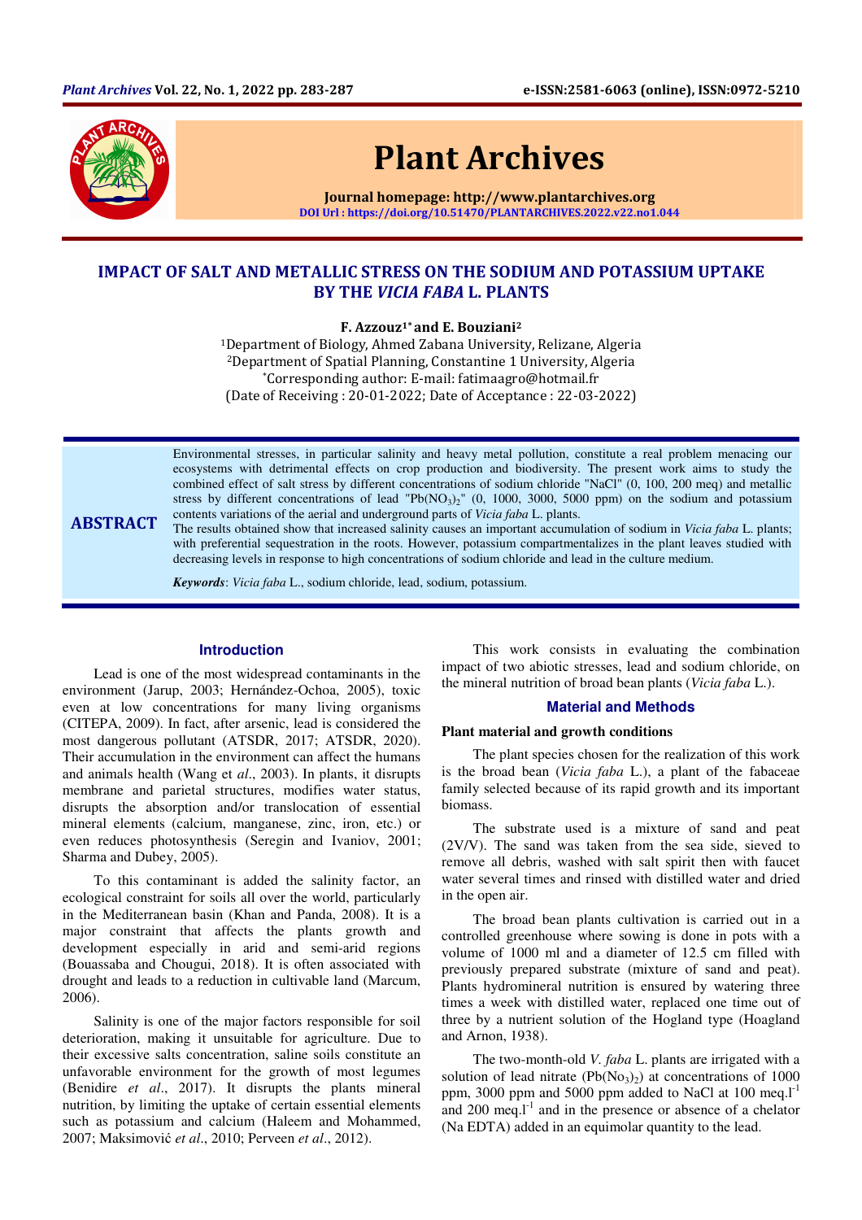# Plant Archives

Journal homepage: http://www.plantarchives.org

DOI Url : https://doi.org/10.51470/PLANTARCHIVES.2022.v22.no1.044

## IMPACT OF SALT AND METALLIC STRESS ON THE SODIUM AND POTASSIUM UPTAKE BY THE *VICIA FABA* L. PLANTS

**F. Azzouz[1*] and E. Bouziani[2]**

[1]Department of Biology, Ahmed Zabana University, Relizane, Algeria
[2]Department of Spatial Planning, Constantine 1 University, Algeria
*Corresponding author: E-mail: fatimaagro@hotmail.fr
(Date of Receiving : 20-01-2022; Date of Acceptance : 22-03-2022)

## ABSTRACT

Environmental stresses, in particular salinity and heavy metal pollution, constitute a real problem menacing our ecosystems with detrimental effects on crop production and biodiversity. The present work aims to study the combined effect of salt stress by different concentrations of sodium chloride "NaCl" (0, 100, 200 meq) and metallic stress by different concentrations of lead "$Pb(NO_3)_2$" (0, 1000, 3000, 5000 ppm) on the sodium and potassium contents variations of the aerial and underground parts of *Vicia faba* L. plants.

The results obtained show that increased salinity causes an important accumulation of sodium in *Vicia faba* L. plants; with preferential sequestration in the roots. However, potassium compartmentalizes in the plant leaves studied with decreasing levels in response to high concentrations of sodium chloride and lead in the culture medium.

***Keywords***: *Vicia faba* L., sodium chloride, lead, sodium, potassium.

### Introduction

Lead is one of the most widespread contaminants in the environment (Jarup, 2003; Hernández-Ochoa, 2005), toxic even at low concentrations for many living organisms (CITEPA, 2009). In fact, after arsenic, lead is considered the most dangerous pollutant (ATSDR, 2017; ATSDR, 2020). Their accumulation in the environment can affect the humans and animals health (Wang *et al*., 2003). In plants, it disrupts membrane and parietal structures, modifies water status, disrupts the absorption and/or translocation of essential mineral elements (calcium, manganese, zinc, iron, etc.) or even reduces photosynthesis (Seregin and Ivaniov, 2001; Sharma and Dubey, 2005).

To this contaminant is added the salinity factor, an ecological constraint for soils all over the world, particularly in the Mediterranean basin (Khan and Panda, 2008). It is a major constraint that affects the plants growth and development especially in arid and semi-arid regions (Bouassaba and Chougui, 2018). It is often associated with drought and leads to a reduction in cultivable land (Marcum, 2006).

Salinity is one of the major factors responsible for soil deterioration, making it unsuitable for agriculture. Due to their excessive salts concentration, saline soils constitute an unfavorable environment for the growth of most legumes (Benidire *et al*., 2017). It disrupts the plants mineral nutrition, by limiting the uptake of certain essential elements such as potassium and calcium (Haleem and Mohammed, 2007; Maksimović *et al*., 2010; Perveen *et al*., 2012).

This work consists in evaluating the combination impact of two abiotic stresses, lead and sodium chloride, on the mineral nutrition of broad bean plants (*Vicia faba* L.).

### Material and Methods

**Plant material and growth conditions**

The plant species chosen for the realization of this work is the broad bean (*Vicia faba* L.), a plant of the fabaceae family selected because of its rapid growth and its important biomass.

The substrate used is a mixture of sand and peat (2V/V). The sand was taken from the sea side, sieved to remove all debris, washed with salt spirit then with faucet water several times and rinsed with distilled water and dried in the open air.

The broad bean plants cultivation is carried out in a controlled greenhouse where sowing is done in pots with a volume of 1000 ml and a diameter of 12.5 cm filled with previously prepared substrate (mixture of sand and peat). Plants hydromineral nutrition is ensured by watering three times a week with distilled water, replaced one time out of three by a nutrient solution of the Hogland type (Hoagland and Arnon, 1938).

The two-month-old *V. faba* L. plants are irrigated with a solution of lead nitrate ($Pb(No_3)_2$) at concentrations of 1000 ppm, 3000 ppm and 5000 ppm added to NaCl at 100 meq.$l^{-1}$ and 200 meq.$l^{-1}$ and in the presence or absence of a chelator (Na EDTA) added in an equimolar quantity to the lead.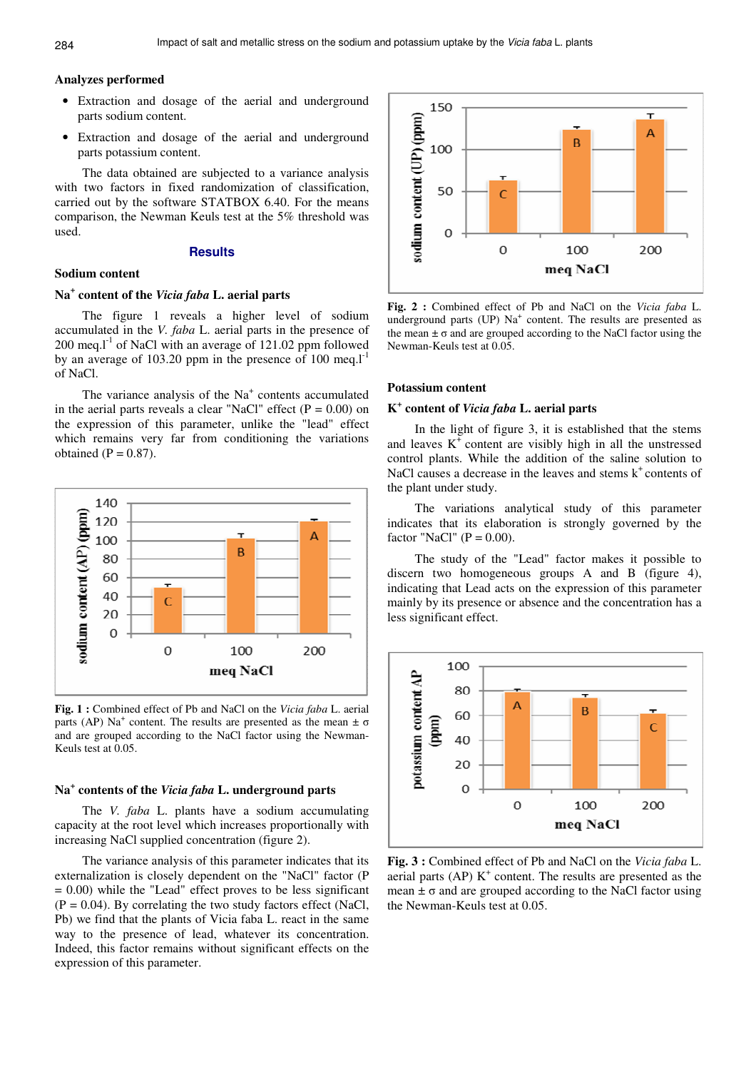## Analyzes performed

- Extraction and dosage of the aerial and underground parts sodium content.
- Extraction and dosage of the aerial and underground parts potassium content.

The data obtained are subjected to a variance analysis with two factors in fixed randomization of classification, carried out by the software STATBOX 6.40. For the means comparison, the Newman Keuls test at the 5% threshold was used.

## Results

### Sodium content

#### $Na^+$ content of the *Vicia faba* L. aerial parts

The figure 1 reveals a higher level of sodium accumulated in the *V. faba* L. aerial parts in the presence of 200 meq.$l^{-1}$ of NaCl with an average of 121.02 ppm followed by an average of 103.20 ppm in the presence of 100 meq.$l^{-1}$ of NaCl.

The variance analysis of the $Na^+$ contents accumulated in the aerial parts reveals a clear "NaCl" effect (P = 0.00) on the expression of this parameter, unlike the "lead" effect which remains very far from conditioning the variations obtained (P = 0.87).

**Fig. 1 :** Combined effect of Pb and NaCl on the *Vicia faba* L. aerial parts (AP) $Na^+$ content. The results are presented as the mean ± σ and are grouped according to the NaCl factor using the Newman-Keuls test at 0.05.

#### $Na^+$ contents of the *Vicia faba* L. underground parts

The *V. faba* L. plants have a sodium accumulating capacity at the root level which increases proportionally with increasing NaCl supplied concentration (figure 2).

The variance analysis of this parameter indicates that its externalization is closely dependent on the "NaCl" factor (P = 0.00) while the "Lead" effect proves to be less significant (P = 0.04). By correlating the two study factors effect (NaCl, Pb) we find that the plants of Vicia faba L. react in the same way to the presence of lead, whatever its concentration. Indeed, this factor remains without significant effects on the expression of this parameter.

**Fig. 2 :** Combined effect of Pb and NaCl on the *Vicia faba* L. underground parts (UP) $Na^+$ content. The results are presented as the mean ± σ and are grouped according to the NaCl factor using the Newman-Keuls test at 0.05.

### Potassium content

#### $K^+$ content of *Vicia faba* L. aerial parts

In the light of figure 3, it is established that the stems and leaves $K^+$ content are visibly high in all the unstressed control plants. While the addition of the saline solution to NaCl causes a decrease in the leaves and stems $k^+$ contents of the plant under study.

The variations analytical study of this parameter indicates that its elaboration is strongly governed by the factor "NaCl" (P = 0.00).

The study of the "Lead" factor makes it possible to discern two homogeneous groups A and B (figure 4), indicating that Lead acts on the expression of this parameter mainly by its presence or absence and the concentration has a less significant effect.

**Fig. 3 :** Combined effect of Pb and NaCl on the *Vicia faba* L. aerial parts (AP) $K^+$ content. The results are presented as the mean ± σ and are grouped according to the NaCl factor using the Newman-Keuls test at 0.05.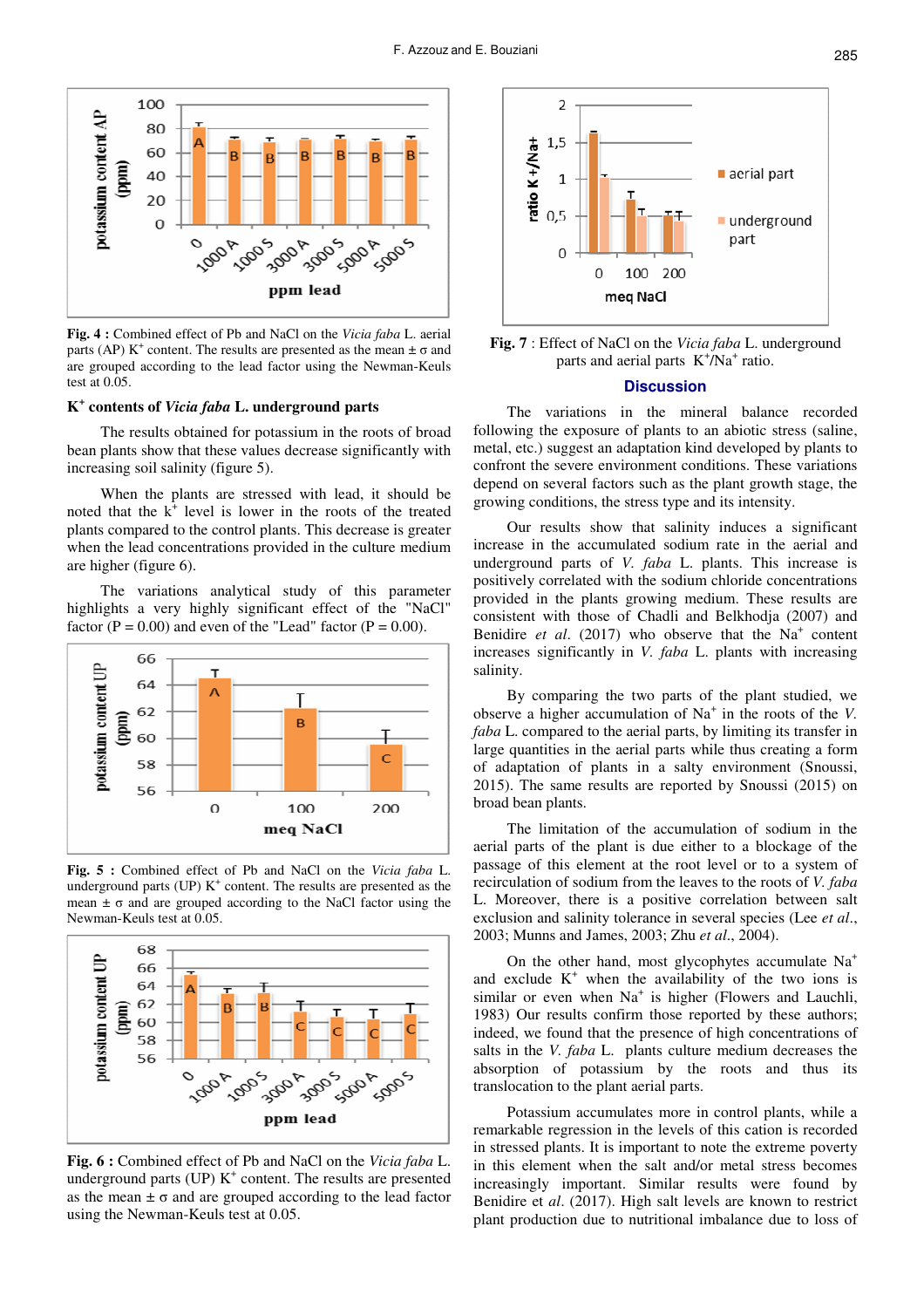**Fig. 4 :** Combined effect of Pb and NaCl on the *Vicia faba* L. aerial parts (AP) $K^+$ content. The results are presented as the mean ± σ and are grouped according to the lead factor using the Newman-Keuls test at 0.05.

### $K^+$ contents of *Vicia faba* L. underground parts

The results obtained for potassium in the roots of broad bean plants show that these values decrease significantly with increasing soil salinity (figure 5).

When the plants are stressed with lead, it should be noted that the $k^+$ level is lower in the roots of the treated plants compared to the control plants. This decrease is greater when the lead concentrations provided in the culture medium are higher (figure 6).

The variations analytical study of this parameter highlights a very highly significant effect of the "NaCl" factor (P = 0.00) and even of the "Lead" factor (P = 0.00).

**Fig. 5 :** Combined effect of Pb and NaCl on the *Vicia faba* L. underground parts (UP) $K^+$ content. The results are presented as the mean ± σ and are grouped according to the NaCl factor using the Newman-Keuls test at 0.05.

**Fig. 6 :** Combined effect of Pb and NaCl on the *Vicia faba* L. underground parts (UP) $K^+$ content. The results are presented as the mean ± σ and are grouped according to the lead factor using the Newman-Keuls test at 0.05.

**Fig. 7** : Effect of NaCl on the *Vicia faba* L. underground parts and aerial parts $K^+/Na^+$ ratio.

## Discussion

The variations in the mineral balance recorded following the exposure of plants to an abiotic stress (saline, metal, etc.) suggest an adaptation kind developed by plants to confront the severe environment conditions. These variations depend on several factors such as the plant growth stage, the growing conditions, the stress type and its intensity.

Our results show that salinity induces a significant increase in the accumulated sodium rate in the aerial and underground parts of *V. faba* L. plants. This increase is positively correlated with the sodium chloride concentrations provided in the plants growing medium. These results are consistent with those of Chadli and Belkhodja (2007) and Benidire *et al*. (2017) who observe that the $Na^+$ content increases significantly in *V. faba* L. plants with increasing salinity.

By comparing the two parts of the plant studied, we observe a higher accumulation of $Na^+$ in the roots of the *V. faba* L. compared to the aerial parts, by limiting its transfer in large quantities in the aerial parts while thus creating a form of adaptation of plants in a salty environment (Snoussi, 2015). The same results are reported by Snoussi (2015) on broad bean plants.

The limitation of the accumulation of sodium in the aerial parts of the plant is due either to a blockage of the passage of this element at the root level or to a system of recirculation of sodium from the leaves to the roots of *V. faba* L. Moreover, there is a positive correlation between salt exclusion and salinity tolerance in several species (Lee *et al*., 2003; Munns and James, 2003; Zhu *et al*., 2004).

On the other hand, most glycophytes accumulate $Na^+$ and exclude $K^+$ when the availability of the two ions is similar or even when $Na^+$ is higher (Flowers and Lauchli, 1983) Our results confirm those reported by these authors; indeed, we found that the presence of high concentrations of salts in the *V. faba* L. plants culture medium decreases the absorption of potassium by the roots and thus its translocation to the plant aerial parts.

Potassium accumulates more in control plants, while a remarkable regression in the levels of this cation is recorded in stressed plants. It is important to note the extreme poverty in this element when the salt and/or metal stress becomes increasingly important. Similar results were found by Benidire et *al*. (2017). High salt levels are known to restrict plant production due to nutritional imbalance due to loss of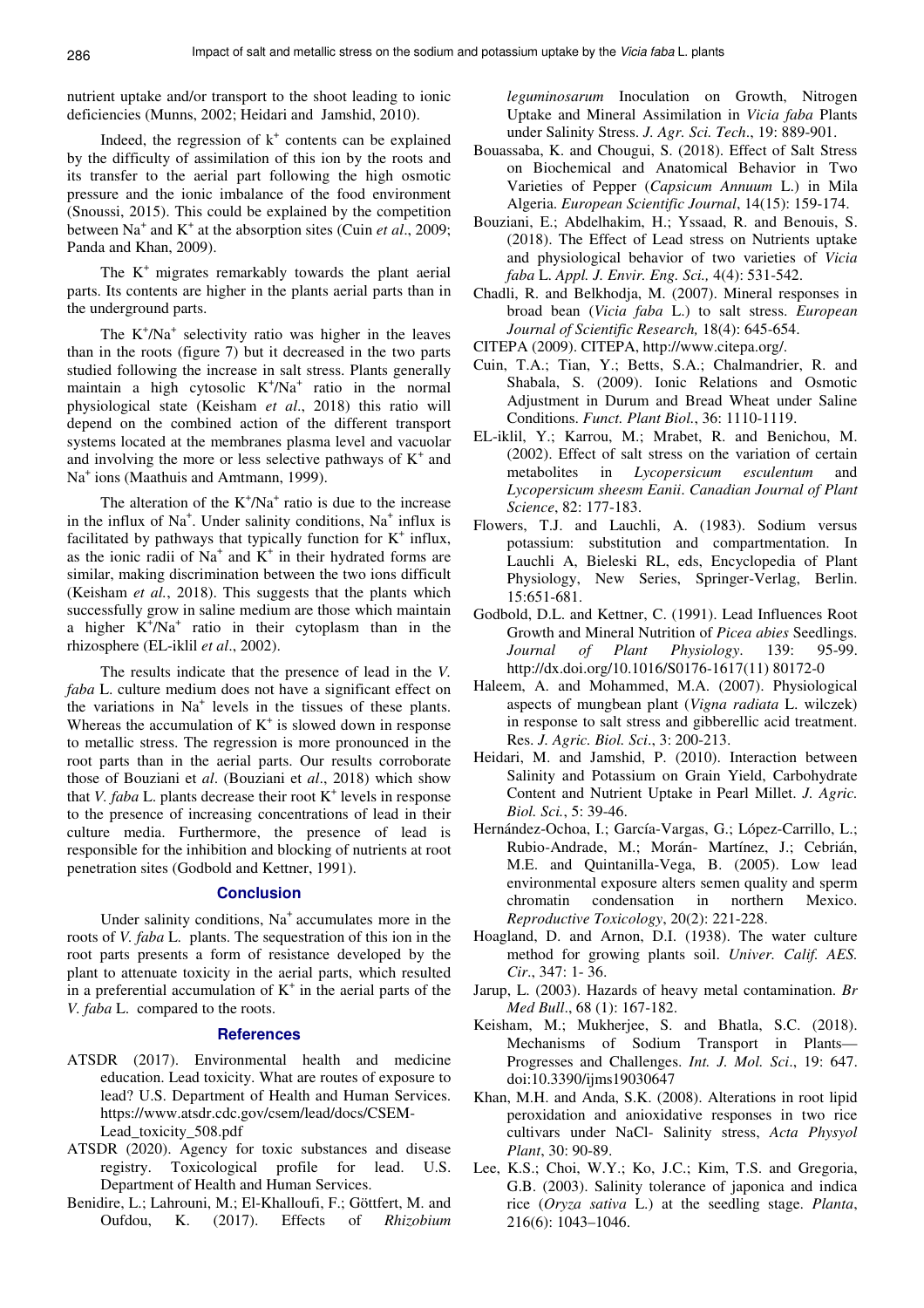nutrient uptake and/or transport to the shoot leading to ionic deficiencies (Munns, 2002; Heidari and Jamshid, 2010).

Indeed, the regression of $k^+$ contents can be explained by the difficulty of assimilation of this ion by the roots and its transfer to the aerial part following the high osmotic pressure and the ionic imbalance of the food environment (Snoussi, 2015). This could be explained by the competition between $Na^+$ and $K^+$ at the absorption sites (Cuin *et al*., 2009; Panda and Khan, 2009).

The $K^+$ migrates remarkably towards the plant aerial parts. Its contents are higher in the plants aerial parts than in the underground parts.

The $K^+/Na^+$ selectivity ratio was higher in the leaves than in the roots (figure 7) but it decreased in the two parts studied following the increase in salt stress. Plants generally maintain a high cytosolic $K^+/Na^+$ ratio in the normal physiological state (Keisham *et al*., 2018) this ratio will depend on the combined action of the different transport systems located at the membranes plasma level and vacuolar and involving the more or less selective pathways of $K^+$ and $Na^+$ ions (Maathuis and Amtmann, 1999).

The alteration of the $K^+/Na^+$ ratio is due to the increase in the influx of $Na^+$. Under salinity conditions, $Na^+$ influx is facilitated by pathways that typically function for $K^+$ influx, as the ionic radii of $Na^+$ and $K^+$ in their hydrated forms are similar, making discrimination between the two ions difficult (Keisham *et al.*, 2018). This suggests that the plants which successfully grow in saline medium are those which maintain a higher $K^+/Na^+$ ratio in their cytoplasm than in the rhizosphere (EL-iklil *et al*., 2002).

The results indicate that the presence of lead in the *V. faba* L. culture medium does not have a significant effect on the variations in $Na^+$ levels in the tissues of these plants. Whereas the accumulation of $K^+$ is slowed down in response to metallic stress. The regression is more pronounced in the root parts than in the aerial parts. Our results corroborate those of Bouziani et *al*. (Bouziani et *al*., 2018) which show that *V. faba* L. plants decrease their root $K^+$ levels in response to the presence of increasing concentrations of lead in their culture media. Furthermore, the presence of lead is responsible for the inhibition and blocking of nutrients at root penetration sites (Godbold and Kettner, 1991).

## Conclusion

Under salinity conditions, $Na^+$ accumulates more in the roots of *V. faba* L. plants. The sequestration of this ion in the root parts presents a form of resistance developed by the plant to attenuate toxicity in the aerial parts, which resulted in a preferential accumulation of $K^+$ in the aerial parts of the *V. faba* L. compared to the roots.

## References

ATSDR (2017). Environmental health and medicine education. Lead toxicity. What are routes of exposure to lead? U.S. Department of Health and Human Services. https://www.atsdr.cdc.gov/csem/lead/docs/CSEM-Lead_toxicity_508.pdf

ATSDR (2020). Agency for toxic substances and disease registry. Toxicological profile for lead. U.S. Department of Health and Human Services.

Benidire, L.; Lahrouni, M.; El-Khalloufi, F.; Göttfert, M. and Oufdou, K. (2017). Effects of *Rhizobium leguminosarum* Inoculation on Growth, Nitrogen Uptake and Mineral Assimilation in *Vicia faba* Plants under Salinity Stress. *J. Agr. Sci. Tech*., 19: 889-901.

Bouassaba, K. and Chougui, S. (2018). Effect of Salt Stress on Biochemical and Anatomical Behavior in Two Varieties of Pepper (*Capsicum Annuum* L.) in Mila Algeria. *European Scientific Journal*, 14(15): 159-174.

Bouziani, E.; Abdelhakim, H.; Yssaad, R. and Benouis, S. (2018). The Effect of Lead stress on Nutrients uptake and physiological behavior of two varieties of *Vicia faba* L. *Appl. J. Envir. Eng. Sci.,* 4(4): 531-542.

Chadli, R. and Belkhodja, M. (2007). Mineral responses in broad bean (*Vicia faba* L.) to salt stress. *European Journal of Scientific Research,* 18(4): 645-654.

CITEPA (2009). CITEPA, http://www.citepa.org/.

Cuin, T.A.; Tian, Y.; Betts, S.A.; Chalmandrier, R. and Shabala, S. (2009). Ionic Relations and Osmotic Adjustment in Durum and Bread Wheat under Saline Conditions. *Funct. Plant Biol.*, 36: 1110-1119.

EL-iklil, Y.; Karrou, M.; Mrabet, R. and Benichou, M. (2002). Effect of salt stress on the variation of certain metabolites in *Lycopersicum esculentum* and *Lycopersicum sheesm Eanii*. *Canadian Journal of Plant Science*, 82: 177-183.

Flowers, T.J. and Lauchli, A. (1983). Sodium versus potassium: substitution and compartmentation. In Lauchli A, Bieleski RL, eds, Encyclopedia of Plant Physiology, New Series, Springer-Verlag, Berlin. 15:651-681.

Godbold, D.L. and Kettner, C. (1991). Lead Influences Root Growth and Mineral Nutrition of *Picea abies* Seedlings. *Journal of Plant Physiology*. 139: 95-99. http://dx.doi.org/10.1016/S0176-1617(11) 80172-0

Haleem, A. and Mohammed, M.A. (2007). Physiological aspects of mungbean plant (*Vigna radiata* L. wilczek) in response to salt stress and gibberellic acid treatment. Res. *J. Agric. Biol. Sci*., 3: 200-213.

Heidari, M. and Jamshid, P. (2010). Interaction between Salinity and Potassium on Grain Yield, Carbohydrate Content and Nutrient Uptake in Pearl Millet. *J. Agric. Biol. Sci.*, 5: 39-46.

Hernández-Ochoa, I.; García-Vargas, G.; López-Carrillo, L.; Rubio-Andrade, M.; Morán- Martínez, J.; Cebrián, M.E. and Quintanilla-Vega, B. (2005). Low lead environmental exposure alters semen quality and sperm chromatin condensation in northern Mexico. *Reproductive Toxicology*, 20(2): 221-228.

Hoagland, D. and Arnon, D.I. (1938). The water culture method for growing plants soil. *Univer. Calif. AES. Cir.*, 347: 1- 36.

Jarup, L. (2003). Hazards of heavy metal contamination. *Br Med Bull*., 68 (1): 167-182.

Keisham, M.; Mukherjee, S. and Bhatla, S.C. (2018). Mechanisms of Sodium Transport in Plants—Progresses and Challenges. *Int. J. Mol. Sci*., 19: 647. doi:10.3390/ijms19030647

Khan, M.H. and Anda, S.K. (2008). Alterations in root lipid peroxidation and anioxidative responses in two rice cultivars under NaCl- Salinity stress, *Acta Physyol Plant*, 30: 90-89.

Lee, K.S.; Choi, W.Y.; Ko, J.C.; Kim, T.S. and Gregoria, G.B. (2003). Salinity tolerance of japonica and indica rice (*Oryza sativa* L.) at the seedling stage. *Planta*, 216(6): 1043–1046.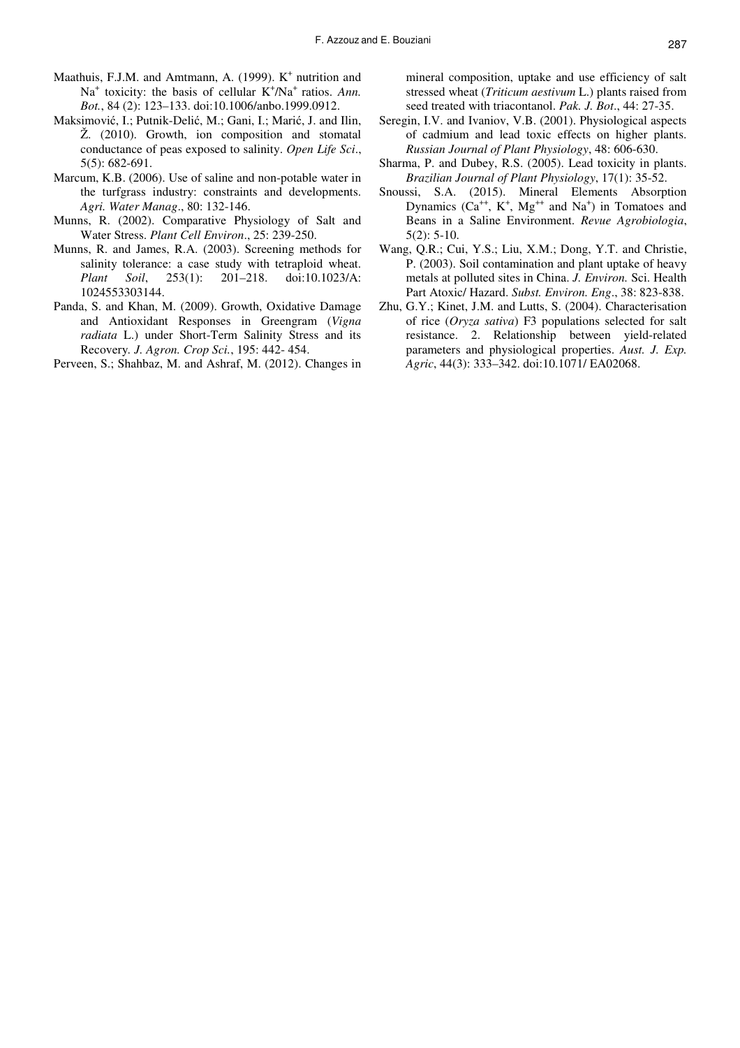Maathuis, F.J.M. and Amtmann, A. (1999). $K^+$ nutrition and $Na^+$ toxicity: the basis of cellular $K^+/Na^+$ ratios. *Ann. Bot.*, 84 (2): 123–133. doi:10.1006/anbo.1999.0912.

Maksimović, I.; Putnik-Delić, M.; Gani, I.; Marić, J. and Ilin, Ž. (2010). Growth, ion composition and stomatal conductance of peas exposed to salinity. *Open Life Sci*., 5(5): 682-691.

Marcum, K.B. (2006). Use of saline and non-potable water in the turfgrass industry: constraints and developments. *Agri. Water Manag*., 80: 132-146.

Munns, R. (2002). Comparative Physiology of Salt and Water Stress. *Plant Cell Environ*., 25: 239-250.

Munns, R. and James, R.A. (2003). Screening methods for salinity tolerance: a case study with tetraploid wheat. *Plant Soil*, 253(1): 201–218. doi:10.1023/A: 1024553303144.

Panda, S. and Khan, M. (2009). Growth, Oxidative Damage and Antioxidant Responses in Greengram (*Vigna radiata* L.) under Short-Term Salinity Stress and its Recovery. *J. Agron. Crop Sci.*, 195: 442- 454.

Perveen, S.; Shahbaz, M. and Ashraf, M. (2012). Changes in mineral composition, uptake and use efficiency of salt stressed wheat (*Triticum aestivum* L.) plants raised from seed treated with triacontanol. *Pak. J. Bot*., 44: 27-35.

Seregin, I.V. and Ivaniov, V.B. (2001). Physiological aspects of cadmium and lead toxic effects on higher plants. *Russian Journal of Plant Physiology*, 48: 606-630.

Sharma, P. and Dubey, R.S. (2005). Lead toxicity in plants. *Brazilian Journal of Plant Physiology*, 17(1): 35-52.

Snoussi, S.A. (2015). Mineral Elements Absorption Dynamics ($Ca^{++}$, $K^+$, $Mg^{++}$ and $Na^+$) in Tomatoes and Beans in a Saline Environment. *Revue Agrobiologia*, 5(2): 5-10.

Wang, Q.R.; Cui, Y.S.; Liu, X.M.; Dong, Y.T. and Christie, P. (2003). Soil contamination and plant uptake of heavy metals at polluted sites in China. *J. Environ.* Sci. Health Part Atoxic/ Hazard. *Subst. Environ. Eng*., 38: 823-838.

Zhu, G.Y.; Kinet, J.M. and Lutts, S. (2004). Characterisation of rice (*Oryza sativa*) F3 populations selected for salt resistance. 2. Relationship between yield-related parameters and physiological properties. *Aust. J. Exp. Agric*, 44(3): 333–342. doi:10.1071/ EA02068.